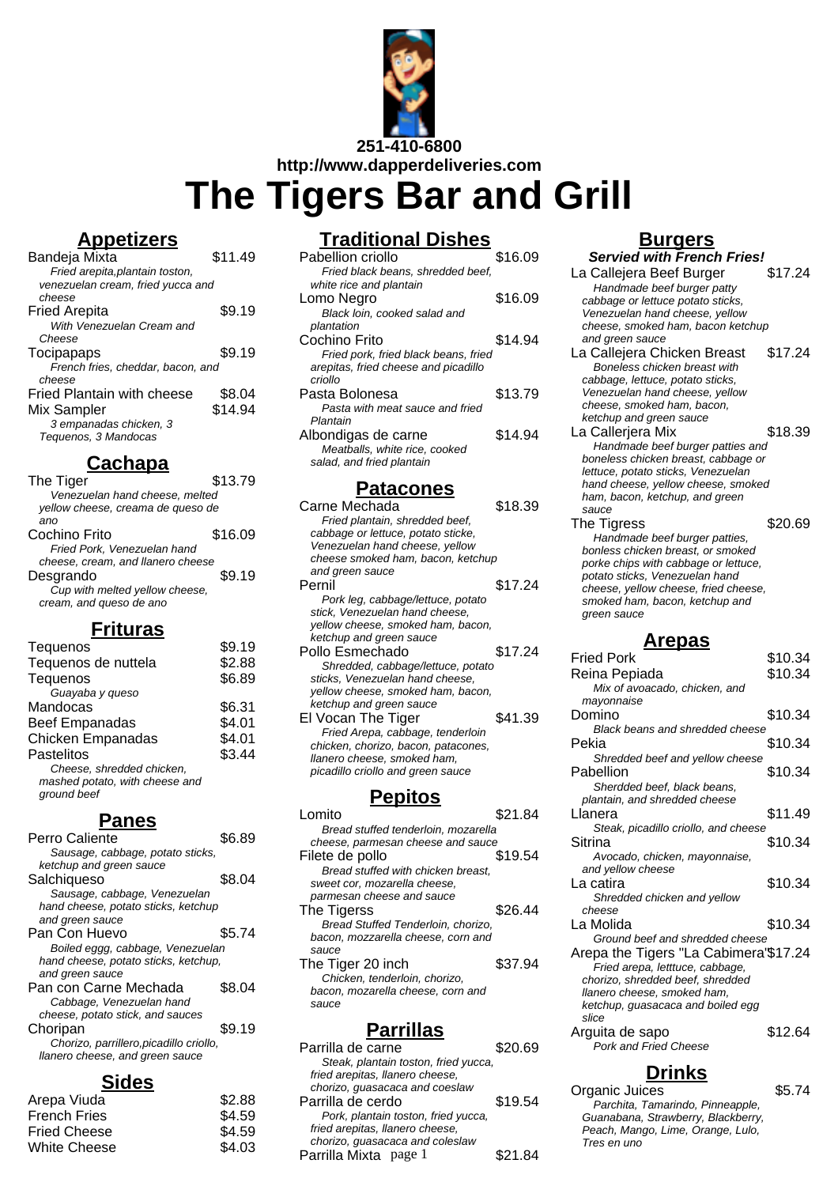251-410-6800
http://www.dapperdeliveries.com

# The Tigers Bar and Grill

## Appetizers

**Bandeja Mixta** — $11.49
*Fried arepita,plantain toston, venezuelan cream, fried yucca and cheese*

**Fried Arepita** — $9.19
*With Venezuelan Cream and Cheese*

**Tocipapaps** — $9.19
*French fries, cheddar, bacon, and cheese*

**Fried Plantain with cheese** — $8.04

**Mix Sampler** — $14.94
*3 empanadas chicken, 3 Tequenos, 3 Mandocas*

## Cachapa

**The Tiger** — $13.79
*Venezuelan hand cheese, melted yellow cheese, creama de queso de ano*

**Cochino Frito** — $16.09
*Fried Pork, Venezuelan hand cheese, cream, and llanero cheese*

**Desgrando** — $9.19
*Cup with melted yellow cheese, cream, and queso de ano*

## Frituras

**Tequenos** — $9.19

**Tequenos de nuttela** — $2.88

**Tequenos** — $6.89
*Guayaba y queso*

**Mandocas** — $6.31

**Beef Empanadas** — $4.01

**Chicken Empanadas** — $4.01

**Pastelitos** — $3.44
*Cheese, shredded chicken, mashed potato, with cheese and ground beef*

## Panes

**Perro Caliente** — $6.89
*Sausage, cabbage, potato sticks, ketchup and green sauce*

**Salchiqueso** — $8.04
*Sausage, cabbage, Venezuelan hand cheese, potato sticks, ketchup and green sauce*

**Pan Con Huevo** — $5.74
*Boiled eggg, cabbage, Venezuelan hand cheese, potato sticks, ketchup, and green sauce*

**Pan con Carne Mechada** — $8.04
*Cabbage, Venezuelan hand cheese, potato stick, and sauces*

**Choripan** — $9.19
*Chorizo, parrillero,picadillo criollo, llanero cheese, and green sauce*

## Sides

**Arepa Viuda** — $2.88

**French Fries** — $4.59

**Fried Cheese** — $4.59

**White Cheese** — $4.03

## Traditional Dishes

**Pabellion criollo** — $16.09
*Fried black beans, shredded beef, white rice and plantain*

**Lomo Negro** — $16.09
*Black loin, cooked salad and plantation*

**Cochino Frito** — $14.94
*Fried pork, fried black beans, fried arepitas, fried cheese and picadillo criollo*

**Pasta Bolonesa** — $13.79
*Pasta with meat sauce and fried Plantain*

**Albondigas de carne** — $14.94
*Meatballs, white rice, cooked salad, and fried plantain*

## Patacones

**Carne Mechada** — $18.39
*Fried plantain, shredded beef, cabbage or lettuce, potato sticke, Venezuelan hand cheese, yellow cheese smoked ham, bacon, ketchup and green sauce*

**Pernil** — $17.24
*Pork leg, cabbage/lettuce, potato stick, Venezuelan hand cheese, yellow cheese, smoked ham, bacon, ketchup and green sauce*

**Pollo Esmechado** — $17.24
*Shredded, cabbage/lettuce, potato sticks, Venezuelan hand cheese, yellow cheese, smoked ham, bacon, ketchup and green sauce*

**El Vocan The Tiger** — $41.39
*Fried Arepa, cabbage, tenderloin chicken, chorizo, bacon, patacones, llanero cheese, smoked ham, picadillo criollo and green sauce*

## Pepitos

**Lomito** — $21.84
*Bread stuffed tenderloin, mozarella cheese, parmesan cheese and sauce*

**Filete de pollo** — $19.54
*Bread stuffed with chicken breast, sweet cor, mozarella cheese, parmesan cheese and sauce*

**The Tigerss** — $26.44
*Bread Stuffed Tenderloin, chorizo, bacon, mozzarella cheese, corn and sauce*

**The Tiger 20 inch** — $37.94
*Chicken, tenderloin, chorizo, bacon, mozarella cheese, corn and sauce*

## Parrillas

**Parrilla de carne** — $20.69
*Steak, plantain toston, fried yucca, fried arepitas, llanero cheese, chorizo, guasacaca and coeslaw*

**Parrilla de cerdo** — $19.54
*Pork, plantain toston, fried yucca, fried arepitas, llanero cheese, chorizo, guasacaca and coleslaw*

**Parrilla Mixta** — $21.84

## Burgers

***Servied with French Fries!***

**La Callejera Beef Burger** — $17.24
*Handmade beef burger patty cabbage or lettuce potato sticks, Venezuelan hand cheese, yellow cheese, smoked ham, bacon ketchup and green sauce*

**La Callejera Chicken Breast** — $17.24
*Boneless chicken breast with cabbage, lettuce, potato sticks, Venezuelan hand cheese, yellow cheese, smoked ham, bacon, ketchup and green sauce*

**La Callerjera Mix** — $18.39
*Handmade beef burger patties and boneless chicken breast, cabbage or lettuce, potato sticks, Venezuelan hand cheese, yellow cheese, smoked ham, bacon, ketchup, and green sauce*

**The Tigress** — $20.69
*Handmade beef burger patties, bonless chicken breast, or smoked porke chips with cabbage or lettuce, potato sticks, Venezuelan hand cheese, yellow cheese, fried cheese, smoked ham, bacon, ketchup and green sauce*

## Arepas

**Fried Pork** — $10.34

**Reina Pepiada** — $10.34
*Mix of avoacado, chicken, and mayonnaise*

**Domino** — $10.34
*Black beans and shredded cheese*

**Pekia** — $10.34
*Shredded beef and yellow cheese*

**Pabellion** — $10.34
*Sherdded beef, black beans, plantain, and shredded cheese*

**Llanera** — $11.49
*Steak, picadillo criollo, and cheese*

**Sitrina** — $10.34
*Avocado, chicken, mayonnaise, and yellow cheese*

**La catira** — $10.34
*Shredded chicken and yellow cheese*

**La Molida** — $10.34
*Ground beef and shredded cheese*

**Arepa the Tigers "La Cabimera"** — $17.24
*Fried arepa, lettuce, cabbage, chorizo, shredded beef, shredded llanero cheese, smoked ham, ketchup, guasacaca and boiled egg slice*

**Arguita de sapo** — $12.64
*Pork and Fried Cheese*

## Drinks

**Organic Juices** — $5.74
*Parchita, Tamarindo, Pinneapple, Guanabana, Strawberry, Blackberry, Peach, Mango, Lime, Orange, Lulo, Tres en uno*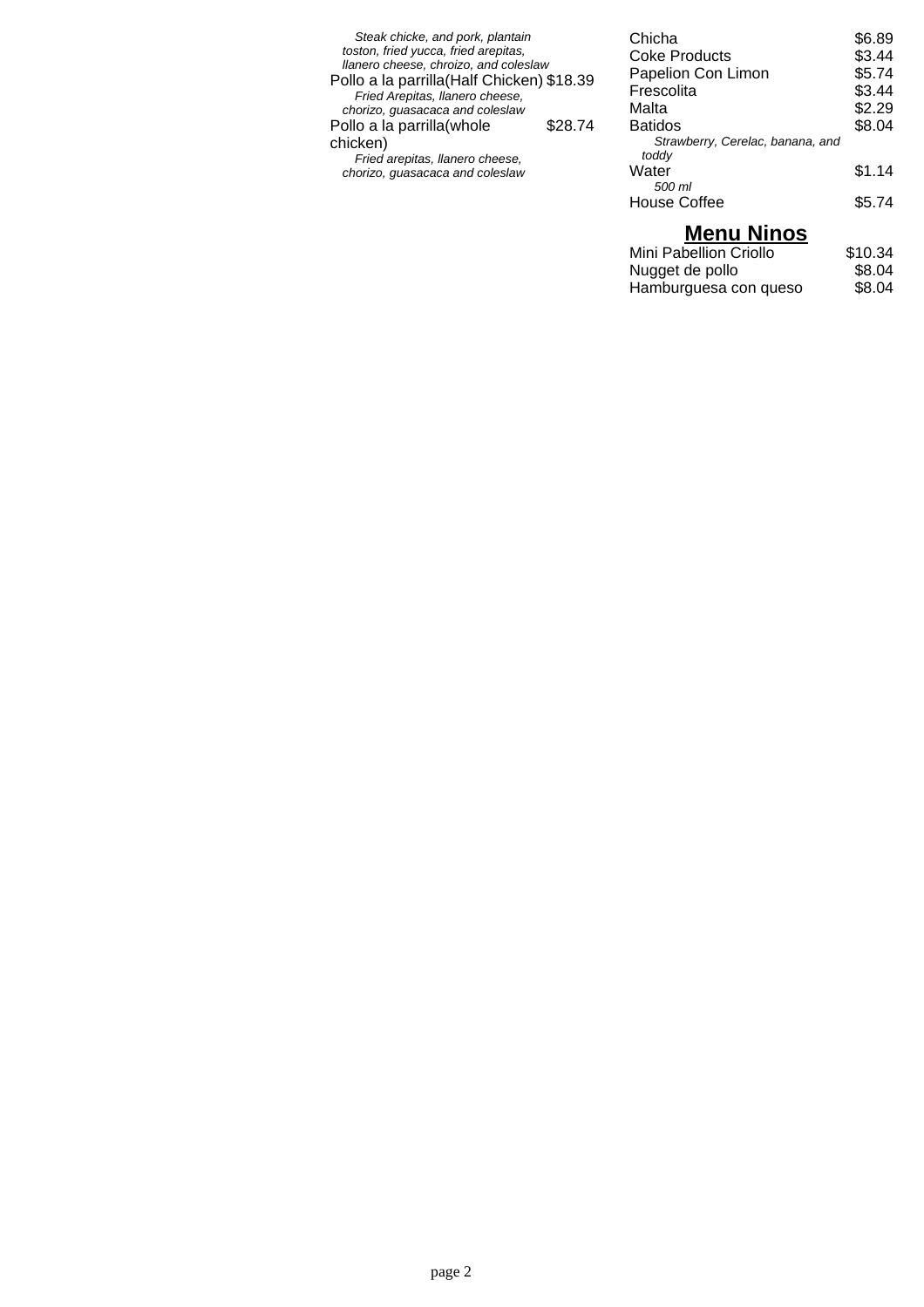*Steak chicke, and pork, plantain toston, fried yucca, fried arepitas, llanero cheese, chroizo, and coleslaw*

Pollo a la parrilla(Half Chicken) $18.39

*Fried Arepitas, llanero cheese, chorizo, guasacaca and coleslaw*

Pollo a la parrilla(whole chicken) $28.74

*Fried arepitas, llanero cheese, chorizo, guasacaca and coleslaw*

Chicha $6.89

Coke Products $3.44

Papelion Con Limon $5.74

Frescolita $3.44

Malta $2.29

Batidos $8.04

*Strawberry, Cerelac, banana, and toddy*

Water $1.14

*500 ml*

House Coffee $5.74

## Menu Ninos

Mini Pabellion Criollo $10.34

Nugget de pollo $8.04

Hamburguesa con queso $8.04